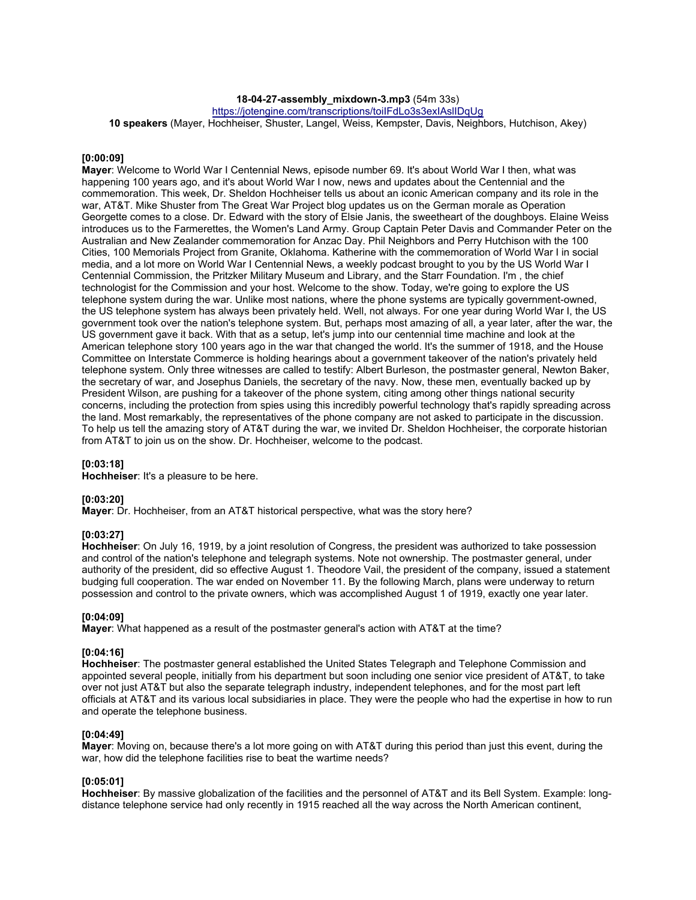**18-04-27-assembly_mixdown-3.mp3** (54m 33s)
https://jotengine.com/transcriptions/toiIFdLo3s3exIAslIDqUg
**10 speakers** (Mayer, Hochheiser, Shuster, Langel, Weiss, Kempster, Davis, Neighbors, Hutchison, Akey)

**[0:00:09]**
**Mayer**: Welcome to World War I Centennial News, episode number 69. It's about World War I then, what was happening 100 years ago, and it's about World War I now, news and updates about the Centennial and the commemoration. This week, Dr. Sheldon Hochheiser tells us about an iconic American company and its role in the war, AT&T. Mike Shuster from The Great War Project blog updates us on the German morale as Operation Georgette comes to a close. Dr. Edward with the story of Elsie Janis, the sweetheart of the doughboys. Elaine Weiss introduces us to the Farmerettes, the Women's Land Army. Group Captain Peter Davis and Commander Peter on the Australian and New Zealander commemoration for Anzac Day. Phil Neighbors and Perry Hutchison with the 100 Cities, 100 Memorials Project from Granite, Oklahoma. Katherine with the commemoration of World War I in social media, and a lot more on World War I Centennial News, a weekly podcast brought to you by the US World War I Centennial Commission, the Pritzker Military Museum and Library, and the Starr Foundation. I'm , the chief technologist for the Commission and your host. Welcome to the show. Today, we're going to explore the US telephone system during the war. Unlike most nations, where the phone systems are typically government-owned, the US telephone system has always been privately held. Well, not always. For one year during World War I, the US government took over the nation's telephone system. But, perhaps most amazing of all, a year later, after the war, the US government gave it back. With that as a setup, let's jump into our centennial time machine and look at the American telephone story 100 years ago in the war that changed the world. It's the summer of 1918, and the House Committee on Interstate Commerce is holding hearings about a government takeover of the nation's privately held telephone system. Only three witnesses are called to testify: Albert Burleson, the postmaster general, Newton Baker, the secretary of war, and Josephus Daniels, the secretary of the navy. Now, these men, eventually backed up by President Wilson, are pushing for a takeover of the phone system, citing among other things national security concerns, including the protection from spies using this incredibly powerful technology that's rapidly spreading across the land. Most remarkably, the representatives of the phone company are not asked to participate in the discussion. To help us tell the amazing story of AT&T during the war, we invited Dr. Sheldon Hochheiser, the corporate historian from AT&T to join us on the show. Dr. Hochheiser, welcome to the podcast.

**[0:03:18]**
**Hochheiser**: It's a pleasure to be here.

**[0:03:20]**
**Mayer**: Dr. Hochheiser, from an AT&T historical perspective, what was the story here?

**[0:03:27]**
**Hochheiser**: On July 16, 1919, by a joint resolution of Congress, the president was authorized to take possession and control of the nation's telephone and telegraph systems. Note not ownership. The postmaster general, under authority of the president, did so effective August 1. Theodore Vail, the president of the company, issued a statement budging full cooperation. The war ended on November 11. By the following March, plans were underway to return possession and control to the private owners, which was accomplished August 1 of 1919, exactly one year later.

**[0:04:09]**
**Mayer**: What happened as a result of the postmaster general's action with AT&T at the time?

**[0:04:16]**
**Hochheiser**: The postmaster general established the United States Telegraph and Telephone Commission and appointed several people, initially from his department but soon including one senior vice president of AT&T, to take over not just AT&T but also the separate telegraph industry, independent telephones, and for the most part left officials at AT&T and its various local subsidiaries in place. They were the people who had the expertise in how to run and operate the telephone business.

**[0:04:49]**
**Mayer**: Moving on, because there's a lot more going on with AT&T during this period than just this event, during the war, how did the telephone facilities rise to beat the wartime needs?

**[0:05:01]**
**Hochheiser**: By massive globalization of the facilities and the personnel of AT&T and its Bell System. Example: long-distance telephone service had only recently in 1915 reached all the way across the North American continent,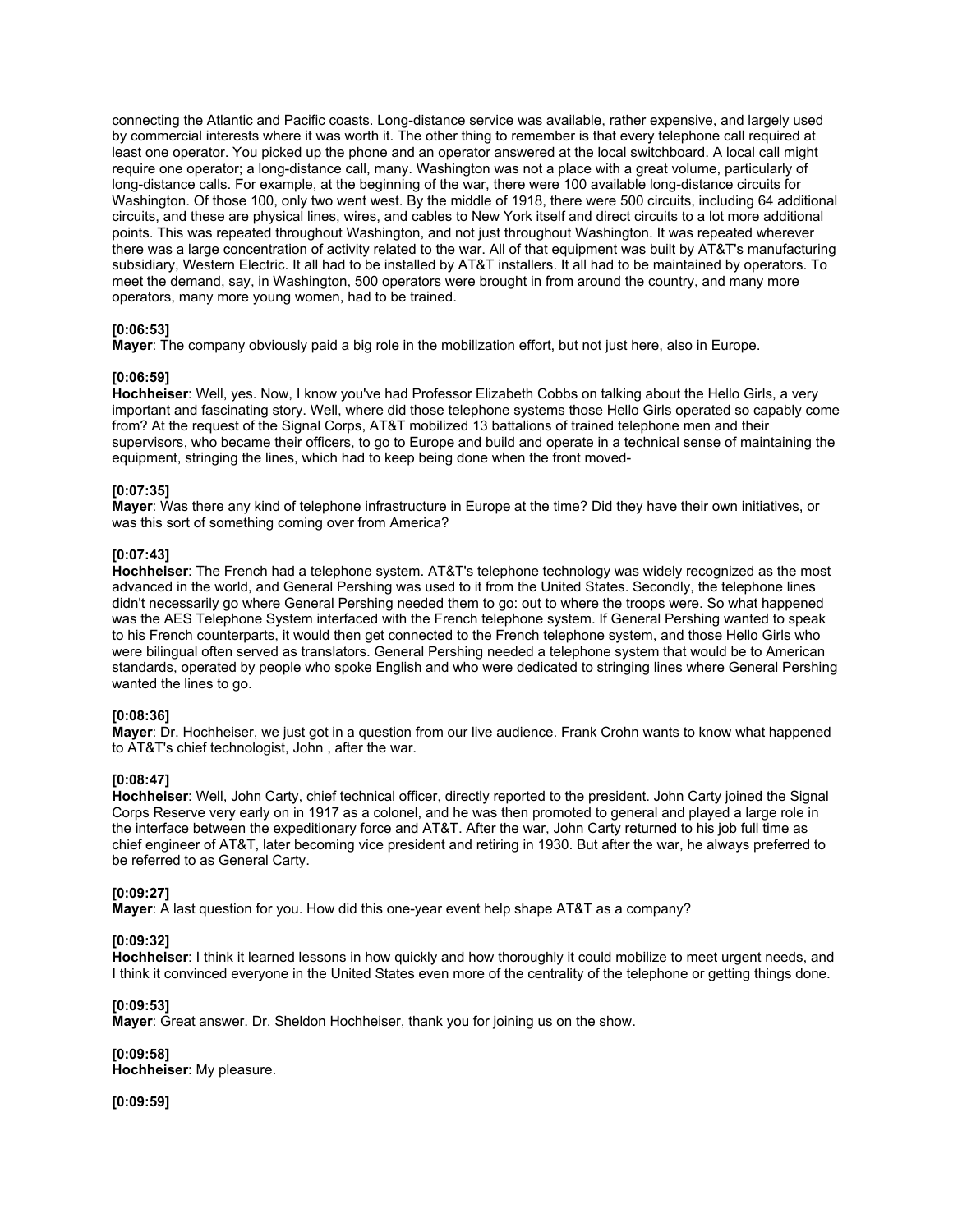connecting the Atlantic and Pacific coasts. Long-distance service was available, rather expensive, and largely used by commercial interests where it was worth it. The other thing to remember is that every telephone call required at least one operator. You picked up the phone and an operator answered at the local switchboard. A local call might require one operator; a long-distance call, many. Washington was not a place with a great volume, particularly of long-distance calls. For example, at the beginning of the war, there were 100 available long-distance circuits for Washington. Of those 100, only two went west. By the middle of 1918, there were 500 circuits, including 64 additional circuits, and these are physical lines, wires, and cables to New York itself and direct circuits to a lot more additional points. This was repeated throughout Washington, and not just throughout Washington. It was repeated wherever there was a large concentration of activity related to the war. All of that equipment was built by AT&T's manufacturing subsidiary, Western Electric. It all had to be installed by AT&T installers. It all had to be maintained by operators. To meet the demand, say, in Washington, 500 operators were brought in from around the country, and many more operators, many more young women, had to be trained.

**[0:06:53]**
**Mayer**: The company obviously paid a big role in the mobilization effort, but not just here, also in Europe.

**[0:06:59]**
**Hochheiser**: Well, yes. Now, I know you've had Professor Elizabeth Cobbs on talking about the Hello Girls, a very important and fascinating story. Well, where did those telephone systems those Hello Girls operated so capably come from? At the request of the Signal Corps, AT&T mobilized 13 battalions of trained telephone men and their supervisors, who became their officers, to go to Europe and build and operate in a technical sense of maintaining the equipment, stringing the lines, which had to keep being done when the front moved-

**[0:07:35]**
**Mayer**: Was there any kind of telephone infrastructure in Europe at the time? Did they have their own initiatives, or was this sort of something coming over from America?

**[0:07:43]**
**Hochheiser**: The French had a telephone system. AT&T's telephone technology was widely recognized as the most advanced in the world, and General Pershing was used to it from the United States. Secondly, the telephone lines didn't necessarily go where General Pershing needed them to go: out to where the troops were. So what happened was the AES Telephone System interfaced with the French telephone system. If General Pershing wanted to speak to his French counterparts, it would then get connected to the French telephone system, and those Hello Girls who were bilingual often served as translators. General Pershing needed a telephone system that would be to American standards, operated by people who spoke English and who were dedicated to stringing lines where General Pershing wanted the lines to go.

**[0:08:36]**
**Mayer**: Dr. Hochheiser, we just got in a question from our live audience. Frank Crohn wants to know what happened to AT&T's chief technologist, John , after the war.

**[0:08:47]**
**Hochheiser**: Well, John Carty, chief technical officer, directly reported to the president. John Carty joined the Signal Corps Reserve very early on in 1917 as a colonel, and he was then promoted to general and played a large role in the interface between the expeditionary force and AT&T. After the war, John Carty returned to his job full time as chief engineer of AT&T, later becoming vice president and retiring in 1930. But after the war, he always preferred to be referred to as General Carty.

**[0:09:27]**
**Mayer**: A last question for you. How did this one-year event help shape AT&T as a company?

**[0:09:32]**
**Hochheiser**: I think it learned lessons in how quickly and how thoroughly it could mobilize to meet urgent needs, and I think it convinced everyone in the United States even more of the centrality of the telephone or getting things done.

**[0:09:53]**
**Mayer**: Great answer. Dr. Sheldon Hochheiser, thank you for joining us on the show.

**[0:09:58]**
**Hochheiser**: My pleasure.

**[0:09:59]**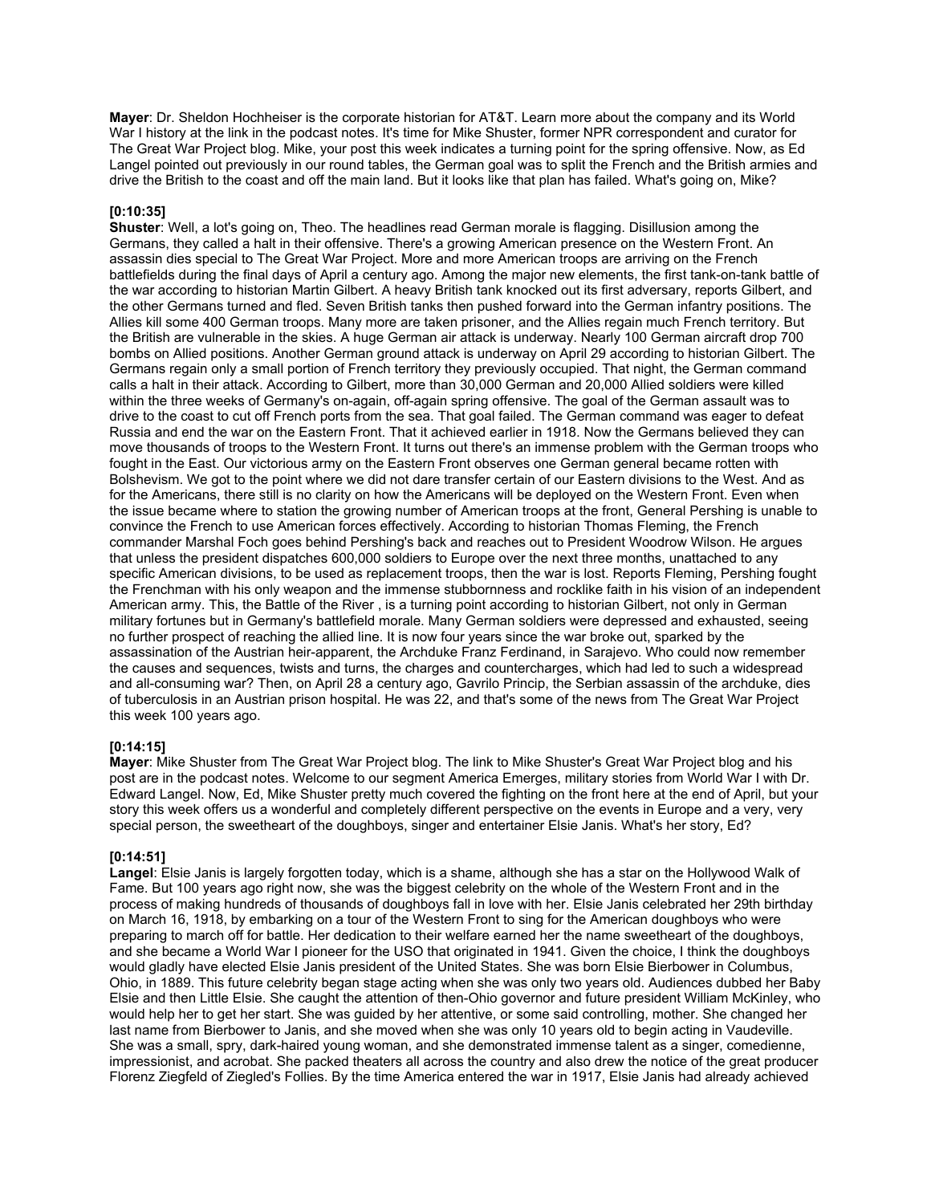**Mayer**: Dr. Sheldon Hochheiser is the corporate historian for AT&T. Learn more about the company and its World War I history at the link in the podcast notes. It's time for Mike Shuster, former NPR correspondent and curator for The Great War Project blog. Mike, your post this week indicates a turning point for the spring offensive. Now, as Ed Langel pointed out previously in our round tables, the German goal was to split the French and the British armies and drive the British to the coast and off the main land. But it looks like that plan has failed. What's going on, Mike?

**[0:10:35]**
**Shuster**: Well, a lot's going on, Theo. The headlines read German morale is flagging. Disillusion among the Germans, they called a halt in their offensive. There's a growing American presence on the Western Front. An assassin dies special to The Great War Project. More and more American troops are arriving on the French battlefields during the final days of April a century ago. Among the major new elements, the first tank-on-tank battle of the war according to historian Martin Gilbert. A heavy British tank knocked out its first adversary, reports Gilbert, and the other Germans turned and fled. Seven British tanks then pushed forward into the German infantry positions. The Allies kill some 400 German troops. Many more are taken prisoner, and the Allies regain much French territory. But the British are vulnerable in the skies. A huge German air attack is underway. Nearly 100 German aircraft drop 700 bombs on Allied positions. Another German ground attack is underway on April 29 according to historian Gilbert. The Germans regain only a small portion of French territory they previously occupied. That night, the German command calls a halt in their attack. According to Gilbert, more than 30,000 German and 20,000 Allied soldiers were killed within the three weeks of Germany's on-again, off-again spring offensive. The goal of the German assault was to drive to the coast to cut off French ports from the sea. That goal failed. The German command was eager to defeat Russia and end the war on the Eastern Front. That it achieved earlier in 1918. Now the Germans believed they can move thousands of troops to the Western Front. It turns out there's an immense problem with the German troops who fought in the East. Our victorious army on the Eastern Front observes one German general became rotten with Bolshevism. We got to the point where we did not dare transfer certain of our Eastern divisions to the West. And as for the Americans, there still is no clarity on how the Americans will be deployed on the Western Front. Even when the issue became where to station the growing number of American troops at the front, General Pershing is unable to convince the French to use American forces effectively. According to historian Thomas Fleming, the French commander Marshal Foch goes behind Pershing's back and reaches out to President Woodrow Wilson. He argues that unless the president dispatches 600,000 soldiers to Europe over the next three months, unattached to any specific American divisions, to be used as replacement troops, then the war is lost. Reports Fleming, Pershing fought the Frenchman with his only weapon and the immense stubbornness and rocklike faith in his vision of an independent American army. This, the Battle of the River , is a turning point according to historian Gilbert, not only in German military fortunes but in Germany's battlefield morale. Many German soldiers were depressed and exhausted, seeing no further prospect of reaching the allied line. It is now four years since the war broke out, sparked by the assassination of the Austrian heir-apparent, the Archduke Franz Ferdinand, in Sarajevo. Who could now remember the causes and sequences, twists and turns, the charges and countercharges, which had led to such a widespread and all-consuming war? Then, on April 28 a century ago, Gavrilo Princip, the Serbian assassin of the archduke, dies of tuberculosis in an Austrian prison hospital. He was 22, and that's some of the news from The Great War Project this week 100 years ago.

**[0:14:15]**
**Mayer**: Mike Shuster from The Great War Project blog. The link to Mike Shuster's Great War Project blog and his post are in the podcast notes. Welcome to our segment America Emerges, military stories from World War I with Dr. Edward Langel. Now, Ed, Mike Shuster pretty much covered the fighting on the front here at the end of April, but your story this week offers us a wonderful and completely different perspective on the events in Europe and a very, very special person, the sweetheart of the doughboys, singer and entertainer Elsie Janis. What's her story, Ed?

**[0:14:51]**
**Langel**: Elsie Janis is largely forgotten today, which is a shame, although she has a star on the Hollywood Walk of Fame. But 100 years ago right now, she was the biggest celebrity on the whole of the Western Front and in the process of making hundreds of thousands of doughboys fall in love with her. Elsie Janis celebrated her 29th birthday on March 16, 1918, by embarking on a tour of the Western Front to sing for the American doughboys who were preparing to march off for battle. Her dedication to their welfare earned her the name sweetheart of the doughboys, and she became a World War I pioneer for the USO that originated in 1941. Given the choice, I think the doughboys would gladly have elected Elsie Janis president of the United States. She was born Elsie Bierbower in Columbus, Ohio, in 1889. This future celebrity began stage acting when she was only two years old. Audiences dubbed her Baby Elsie and then Little Elsie. She caught the attention of then-Ohio governor and future president William McKinley, who would help her to get her start. She was guided by her attentive, or some said controlling, mother. She changed her last name from Bierbower to Janis, and she moved when she was only 10 years old to begin acting in Vaudeville. She was a small, spry, dark-haired young woman, and she demonstrated immense talent as a singer, comedienne, impressionist, and acrobat. She packed theaters all across the country and also drew the notice of the great producer Florenz Ziegfeld of Ziegled's Follies. By the time America entered the war in 1917, Elsie Janis had already achieved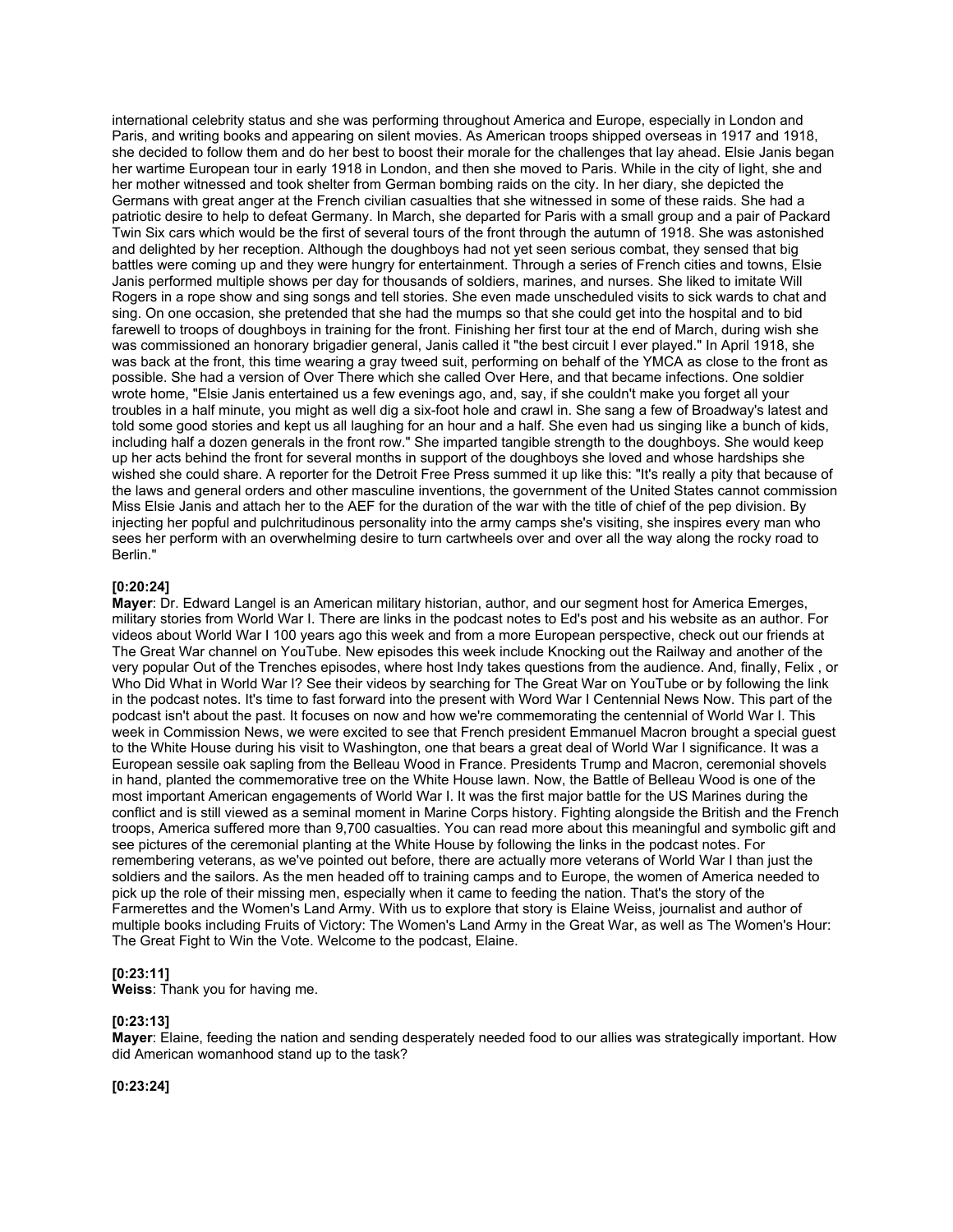international celebrity status and she was performing throughout America and Europe, especially in London and Paris, and writing books and appearing on silent movies. As American troops shipped overseas in 1917 and 1918, she decided to follow them and do her best to boost their morale for the challenges that lay ahead. Elsie Janis began her wartime European tour in early 1918 in London, and then she moved to Paris. While in the city of light, she and her mother witnessed and took shelter from German bombing raids on the city. In her diary, she depicted the Germans with great anger at the French civilian casualties that she witnessed in some of these raids. She had a patriotic desire to help to defeat Germany. In March, she departed for Paris with a small group and a pair of Packard Twin Six cars which would be the first of several tours of the front through the autumn of 1918. She was astonished and delighted by her reception. Although the doughboys had not yet seen serious combat, they sensed that big battles were coming up and they were hungry for entertainment. Through a series of French cities and towns, Elsie Janis performed multiple shows per day for thousands of soldiers, marines, and nurses. She liked to imitate Will Rogers in a rope show and sing songs and tell stories. She even made unscheduled visits to sick wards to chat and sing. On one occasion, she pretended that she had the mumps so that she could get into the hospital and to bid farewell to troops of doughboys in training for the front. Finishing her first tour at the end of March, during wish she was commissioned an honorary brigadier general, Janis called it "the best circuit I ever played." In April 1918, she was back at the front, this time wearing a gray tweed suit, performing on behalf of the YMCA as close to the front as possible. She had a version of Over There which she called Over Here, and that became infections. One soldier wrote home, "Elsie Janis entertained us a few evenings ago, and, say, if she couldn't make you forget all your troubles in a half minute, you might as well dig a six-foot hole and crawl in. She sang a few of Broadway's latest and told some good stories and kept us all laughing for an hour and a half. She even had us singing like a bunch of kids, including half a dozen generals in the front row." She imparted tangible strength to the doughboys. She would keep up her acts behind the front for several months in support of the doughboys she loved and whose hardships she wished she could share. A reporter for the Detroit Free Press summed it up like this: "It's really a pity that because of the laws and general orders and other masculine inventions, the government of the United States cannot commission Miss Elsie Janis and attach her to the AEF for the duration of the war with the title of chief of the pep division. By injecting her popful and pulchritudinous personality into the army camps she's visiting, she inspires every man who sees her perform with an overwhelming desire to turn cartwheels over and over all the way along the rocky road to Berlin."

**[0:20:24]**
**Mayer**: Dr. Edward Langel is an American military historian, author, and our segment host for America Emerges, military stories from World War I. There are links in the podcast notes to Ed's post and his website as an author. For videos about World War I 100 years ago this week and from a more European perspective, check out our friends at The Great War channel on YouTube. New episodes this week include Knocking out the Railway and another of the very popular Out of the Trenches episodes, where host Indy takes questions from the audience. And, finally, Felix , or Who Did What in World War I? See their videos by searching for The Great War on YouTube or by following the link in the podcast notes. It's time to fast forward into the present with Word War I Centennial News Now. This part of the podcast isn't about the past. It focuses on now and how we're commemorating the centennial of World War I. This week in Commission News, we were excited to see that French president Emmanuel Macron brought a special guest to the White House during his visit to Washington, one that bears a great deal of World War I significance. It was a European sessile oak sapling from the Belleau Wood in France. Presidents Trump and Macron, ceremonial shovels in hand, planted the commemorative tree on the White House lawn. Now, the Battle of Belleau Wood is one of the most important American engagements of World War I. It was the first major battle for the US Marines during the conflict and is still viewed as a seminal moment in Marine Corps history. Fighting alongside the British and the French troops, America suffered more than 9,700 casualties. You can read more about this meaningful and symbolic gift and see pictures of the ceremonial planting at the White House by following the links in the podcast notes. For remembering veterans, as we've pointed out before, there are actually more veterans of World War I than just the soldiers and the sailors. As the men headed off to training camps and to Europe, the women of America needed to pick up the role of their missing men, especially when it came to feeding the nation. That's the story of the Farmerettes and the Women's Land Army. With us to explore that story is Elaine Weiss, journalist and author of multiple books including Fruits of Victory: The Women's Land Army in the Great War, as well as The Women's Hour: The Great Fight to Win the Vote. Welcome to the podcast, Elaine.

**[0:23:11]**
**Weiss**: Thank you for having me.

**[0:23:13]**
**Mayer**: Elaine, feeding the nation and sending desperately needed food to our allies was strategically important. How did American womanhood stand up to the task?

**[0:23:24]**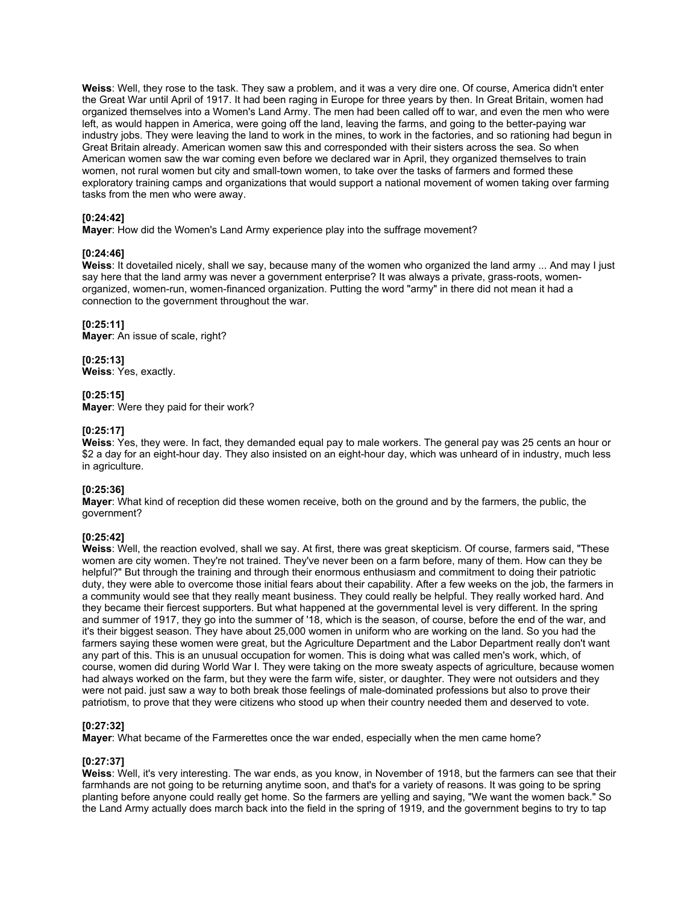**Weiss**: Well, they rose to the task. They saw a problem, and it was a very dire one. Of course, America didn't enter the Great War until April of 1917. It had been raging in Europe for three years by then. In Great Britain, women had organized themselves into a Women's Land Army. The men had been called off to war, and even the men who were left, as would happen in America, were going off the land, leaving the farms, and going to the better-paying war industry jobs. They were leaving the land to work in the mines, to work in the factories, and so rationing had begun in Great Britain already. American women saw this and corresponded with their sisters across the sea. So when American women saw the war coming even before we declared war in April, they organized themselves to train women, not rural women but city and small-town women, to take over the tasks of farmers and formed these exploratory training camps and organizations that would support a national movement of women taking over farming tasks from the men who were away.

**[0:24:42]**
**Mayer**: How did the Women's Land Army experience play into the suffrage movement?

**[0:24:46]**
**Weiss**: It dovetailed nicely, shall we say, because many of the women who organized the land army ... And may I just say here that the land army was never a government enterprise? It was always a private, grass-roots, women-organized, women-run, women-financed organization. Putting the word "army" in there did not mean it had a connection to the government throughout the war.

**[0:25:11]**
**Mayer**: An issue of scale, right?

**[0:25:13]**
**Weiss**: Yes, exactly.

**[0:25:15]**
**Mayer**: Were they paid for their work?

**[0:25:17]**
**Weiss**: Yes, they were. In fact, they demanded equal pay to male workers. The general pay was 25 cents an hour or $2 a day for an eight-hour day. They also insisted on an eight-hour day, which was unheard of in industry, much less in agriculture.

**[0:25:36]**
**Mayer**: What kind of reception did these women receive, both on the ground and by the farmers, the public, the government?

**[0:25:42]**
**Weiss**: Well, the reaction evolved, shall we say. At first, there was great skepticism. Of course, farmers said, "These women are city women. They're not trained. They've never been on a farm before, many of them. How can they be helpful?" But through the training and through their enormous enthusiasm and commitment to doing their patriotic duty, they were able to overcome those initial fears about their capability. After a few weeks on the job, the farmers in a community would see that they really meant business. They could really be helpful. They really worked hard. And they became their fiercest supporters. But what happened at the governmental level is very different. In the spring and summer of 1917, they go into the summer of '18, which is the season, of course, before the end of the war, and it's their biggest season. They have about 25,000 women in uniform who are working on the land. So you had the farmers saying these women were great, but the Agriculture Department and the Labor Department really don't want any part of this. This is an unusual occupation for women. This is doing what was called men's work, which, of course, women did during World War I. They were taking on the more sweaty aspects of agriculture, because women had always worked on the farm, but they were the farm wife, sister, or daughter. They were not outsiders and they were not paid. just saw a way to both break those feelings of male-dominated professions but also to prove their patriotism, to prove that they were citizens who stood up when their country needed them and deserved to vote.

**[0:27:32]**
**Mayer**: What became of the Farmerettes once the war ended, especially when the men came home?

**[0:27:37]**
**Weiss**: Well, it's very interesting. The war ends, as you know, in November of 1918, but the farmers can see that their farmhands are not going to be returning anytime soon, and that's for a variety of reasons. It was going to be spring planting before anyone could really get home. So the farmers are yelling and saying, "We want the women back." So the Land Army actually does march back into the field in the spring of 1919, and the government begins to try to tap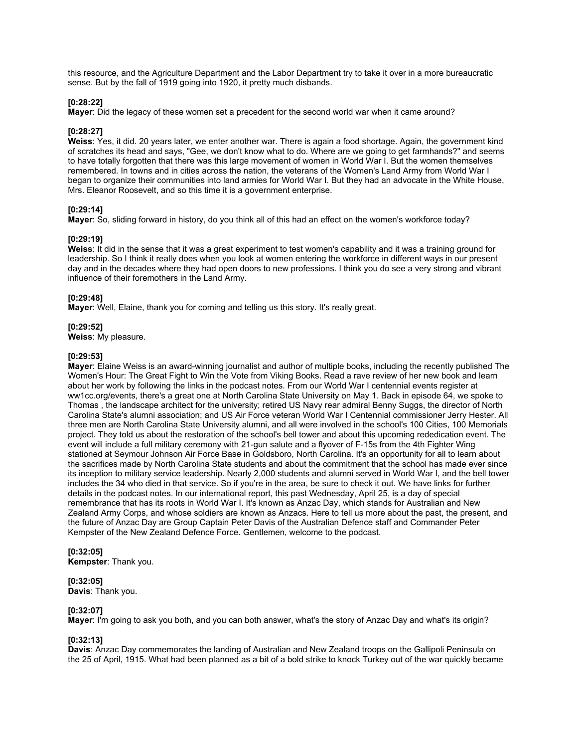this resource, and the Agriculture Department and the Labor Department try to take it over in a more bureaucratic sense. But by the fall of 1919 going into 1920, it pretty much disbands.

**[0:28:22]**
**Mayer**: Did the legacy of these women set a precedent for the second world war when it came around?

**[0:28:27]**
**Weiss**: Yes, it did. 20 years later, we enter another war. There is again a food shortage. Again, the government kind of scratches its head and says, "Gee, we don't know what to do. Where are we going to get farmhands?" and seems to have totally forgotten that there was this large movement of women in World War I. But the women themselves remembered. In towns and in cities across the nation, the veterans of the Women's Land Army from World War I began to organize their communities into land armies for World War I. But they had an advocate in the White House, Mrs. Eleanor Roosevelt, and so this time it is a government enterprise.

**[0:29:14]**
**Mayer**: So, sliding forward in history, do you think all of this had an effect on the women's workforce today?

**[0:29:19]**
**Weiss**: It did in the sense that it was a great experiment to test women's capability and it was a training ground for leadership. So I think it really does when you look at women entering the workforce in different ways in our present day and in the decades where they had open doors to new professions. I think you do see a very strong and vibrant influence of their foremothers in the Land Army.

**[0:29:48]**
**Mayer**: Well, Elaine, thank you for coming and telling us this story. It's really great.

**[0:29:52]**
**Weiss**: My pleasure.

**[0:29:53]**
**Mayer**: Elaine Weiss is an award-winning journalist and author of multiple books, including the recently published The Women's Hour: The Great Fight to Win the Vote from Viking Books. Read a rave review of her new book and learn about her work by following the links in the podcast notes. From our World War I centennial events register at ww1cc.org/events, there's a great one at North Carolina State University on May 1. Back in episode 64, we spoke to Thomas , the landscape architect for the university; retired US Navy rear admiral Benny Suggs, the director of North Carolina State's alumni association; and US Air Force veteran World War I Centennial commissioner Jerry Hester. All three men are North Carolina State University alumni, and all were involved in the school's 100 Cities, 100 Memorials project. They told us about the restoration of the school's bell tower and about this upcoming rededication event. The event will include a full military ceremony with 21-gun salute and a flyover of F-15s from the 4th Fighter Wing stationed at Seymour Johnson Air Force Base in Goldsboro, North Carolina. It's an opportunity for all to learn about the sacrifices made by North Carolina State students and about the commitment that the school has made ever since its inception to military service leadership. Nearly 2,000 students and alumni served in World War I, and the bell tower includes the 34 who died in that service. So if you're in the area, be sure to check it out. We have links for further details in the podcast notes. In our international report, this past Wednesday, April 25, is a day of special remembrance that has its roots in World War I. It's known as Anzac Day, which stands for Australian and New Zealand Army Corps, and whose soldiers are known as Anzacs. Here to tell us more about the past, the present, and the future of Anzac Day are Group Captain Peter Davis of the Australian Defence staff and Commander Peter Kempster of the New Zealand Defence Force. Gentlemen, welcome to the podcast.

**[0:32:05]**
**Kempster**: Thank you.

**[0:32:05]**
**Davis**: Thank you.

**[0:32:07]**
**Mayer**: I'm going to ask you both, and you can both answer, what's the story of Anzac Day and what's its origin?

**[0:32:13]**
**Davis**: Anzac Day commemorates the landing of Australian and New Zealand troops on the Gallipoli Peninsula on the 25 of April, 1915. What had been planned as a bit of a bold strike to knock Turkey out of the war quickly became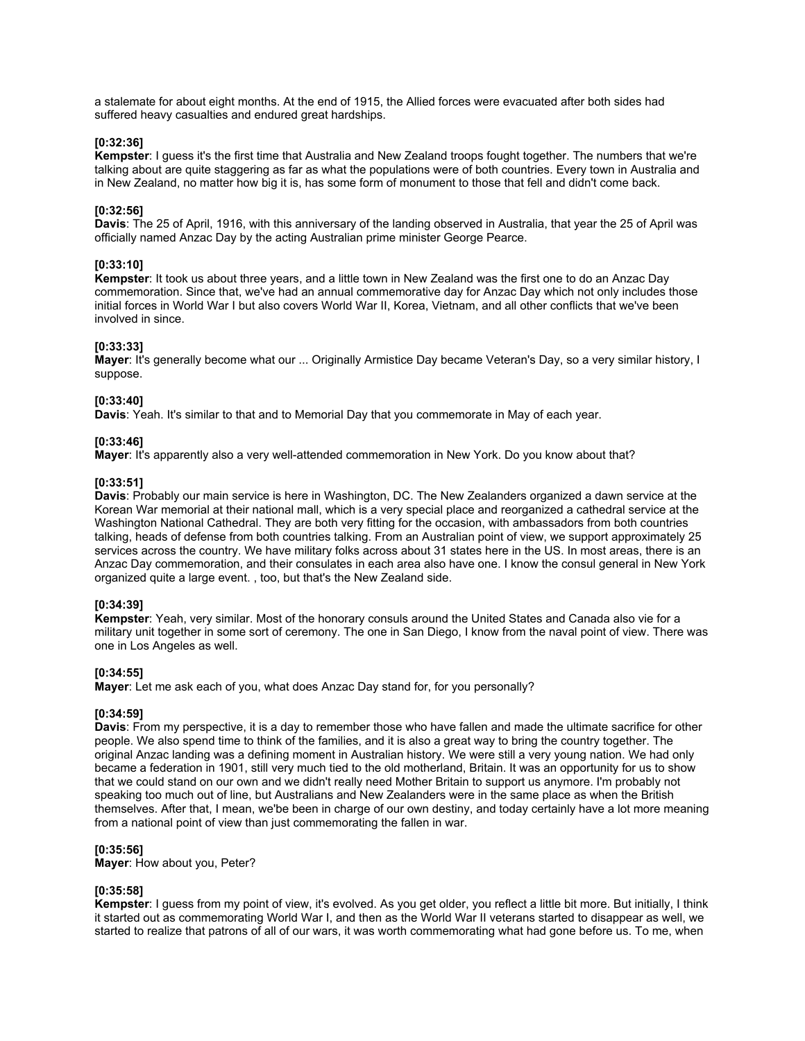a stalemate for about eight months. At the end of 1915, the Allied forces were evacuated after both sides had suffered heavy casualties and endured great hardships.

**[0:32:36]**
**Kempster**: I guess it's the first time that Australia and New Zealand troops fought together. The numbers that we're talking about are quite staggering as far as what the populations were of both countries. Every town in Australia and in New Zealand, no matter how big it is, has some form of monument to those that fell and didn't come back.

**[0:32:56]**
**Davis**: The 25 of April, 1916, with this anniversary of the landing observed in Australia, that year the 25 of April was officially named Anzac Day by the acting Australian prime minister George Pearce.

**[0:33:10]**
**Kempster**: It took us about three years, and a little town in New Zealand was the first one to do an Anzac Day commemoration. Since that, we've had an annual commemorative day for Anzac Day which not only includes those initial forces in World War I but also covers World War II, Korea, Vietnam, and all other conflicts that we've been involved in since.

**[0:33:33]**
**Mayer**: It's generally become what our ... Originally Armistice Day became Veteran's Day, so a very similar history, I suppose.

**[0:33:40]**
**Davis**: Yeah. It's similar to that and to Memorial Day that you commemorate in May of each year.

**[0:33:46]**
**Mayer**: It's apparently also a very well-attended commemoration in New York. Do you know about that?

**[0:33:51]**
**Davis**: Probably our main service is here in Washington, DC. The New Zealanders organized a dawn service at the Korean War memorial at their national mall, which is a very special place and reorganized a cathedral service at the Washington National Cathedral. They are both very fitting for the occasion, with ambassadors from both countries talking, heads of defense from both countries talking. From an Australian point of view, we support approximately 25 services across the country. We have military folks across about 31 states here in the US. In most areas, there is an Anzac Day commemoration, and their consulates in each area also have one. I know the consul general in New York organized quite a large event. , too, but that's the New Zealand side.

**[0:34:39]**
**Kempster**: Yeah, very similar. Most of the honorary consuls around the United States and Canada also vie for a military unit together in some sort of ceremony. The one in San Diego, I know from the naval point of view. There was one in Los Angeles as well.

**[0:34:55]**
**Mayer**: Let me ask each of you, what does Anzac Day stand for, for you personally?

**[0:34:59]**
**Davis**: From my perspective, it is a day to remember those who have fallen and made the ultimate sacrifice for other people. We also spend time to think of the families, and it is also a great way to bring the country together. The original Anzac landing was a defining moment in Australian history. We were still a very young nation. We had only became a federation in 1901, still very much tied to the old motherland, Britain. It was an opportunity for us to show that we could stand on our own and we didn't really need Mother Britain to support us anymore. I'm probably not speaking too much out of line, but Australians and New Zealanders were in the same place as when the British themselves. After that, I mean, we'be been in charge of our own destiny, and today certainly have a lot more meaning from a national point of view than just commemorating the fallen in war.

**[0:35:56]**
**Mayer**: How about you, Peter?

**[0:35:58]**
**Kempster**: I guess from my point of view, it's evolved. As you get older, you reflect a little bit more. But initially, I think it started out as commemorating World War I, and then as the World War II veterans started to disappear as well, we started to realize that patrons of all of our wars, it was worth commemorating what had gone before us. To me, when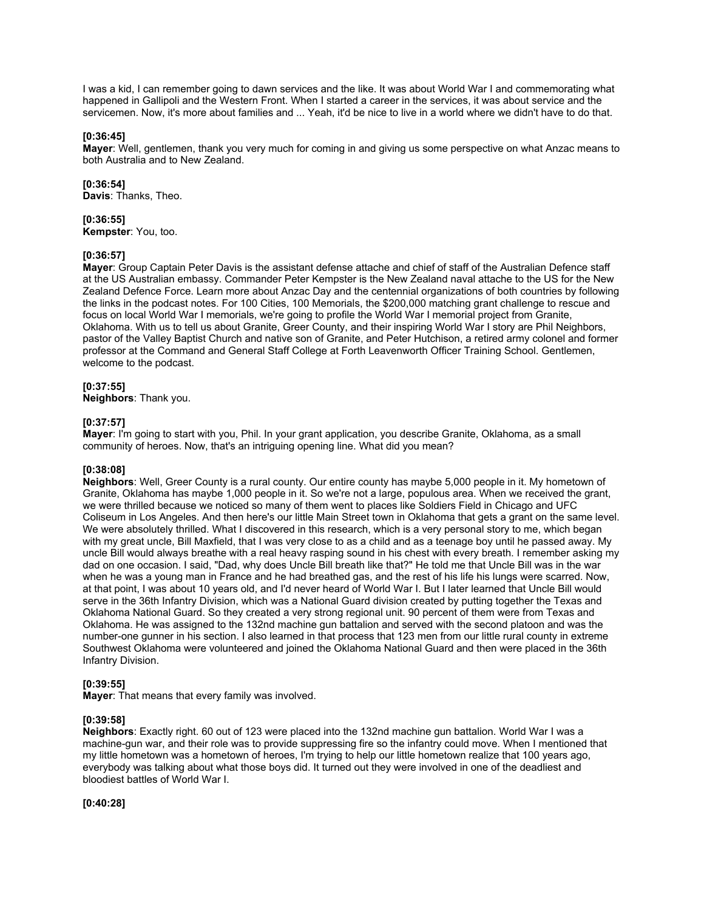I was a kid, I can remember going to dawn services and the like. It was about World War I and commemorating what happened in Gallipoli and the Western Front. When I started a career in the services, it was about service and the servicemen. Now, it's more about families and ... Yeah, it'd be nice to live in a world where we didn't have to do that.

**[0:36:45]**
**Mayer**: Well, gentlemen, thank you very much for coming in and giving us some perspective on what Anzac means to both Australia and to New Zealand.

**[0:36:54]**
**Davis**: Thanks, Theo.

**[0:36:55]**
**Kempster**: You, too.

**[0:36:57]**
**Mayer**: Group Captain Peter Davis is the assistant defense attache and chief of staff of the Australian Defence staff at the US Australian embassy. Commander Peter Kempster is the New Zealand naval attache to the US for the New Zealand Defence Force. Learn more about Anzac Day and the centennial organizations of both countries by following the links in the podcast notes. For 100 Cities, 100 Memorials, the $200,000 matching grant challenge to rescue and focus on local World War I memorials, we're going to profile the World War I memorial project from Granite, Oklahoma. With us to tell us about Granite, Greer County, and their inspiring World War I story are Phil Neighbors, pastor of the Valley Baptist Church and native son of Granite, and Peter Hutchison, a retired army colonel and former professor at the Command and General Staff College at Forth Leavenworth Officer Training School. Gentlemen, welcome to the podcast.

**[0:37:55]**
**Neighbors**: Thank you.

**[0:37:57]**
**Mayer**: I'm going to start with you, Phil. In your grant application, you describe Granite, Oklahoma, as a small community of heroes. Now, that's an intriguing opening line. What did you mean?

**[0:38:08]**
**Neighbors**: Well, Greer County is a rural county. Our entire county has maybe 5,000 people in it. My hometown of Granite, Oklahoma has maybe 1,000 people in it. So we're not a large, populous area. When we received the grant, we were thrilled because we noticed so many of them went to places like Soldiers Field in Chicago and UFC Coliseum in Los Angeles. And then here's our little Main Street town in Oklahoma that gets a grant on the same level. We were absolutely thrilled. What I discovered in this research, which is a very personal story to me, which began with my great uncle, Bill Maxfield, that I was very close to as a child and as a teenage boy until he passed away. My uncle Bill would always breathe with a real heavy rasping sound in his chest with every breath. I remember asking my dad on one occasion. I said, "Dad, why does Uncle Bill breath like that?" He told me that Uncle Bill was in the war when he was a young man in France and he had breathed gas, and the rest of his life his lungs were scarred. Now, at that point, I was about 10 years old, and I'd never heard of World War I. But I later learned that Uncle Bill would serve in the 36th Infantry Division, which was a National Guard division created by putting together the Texas and Oklahoma National Guard. So they created a very strong regional unit. 90 percent of them were from Texas and Oklahoma. He was assigned to the 132nd machine gun battalion and served with the second platoon and was the number-one gunner in his section. I also learned in that process that 123 men from our little rural county in extreme Southwest Oklahoma were volunteered and joined the Oklahoma National Guard and then were placed in the 36th Infantry Division.

**[0:39:55]**
**Mayer**: That means that every family was involved.

**[0:39:58]**
**Neighbors**: Exactly right. 60 out of 123 were placed into the 132nd machine gun battalion. World War I was a machine-gun war, and their role was to provide suppressing fire so the infantry could move. When I mentioned that my little hometown was a hometown of heroes, I'm trying to help our little hometown realize that 100 years ago, everybody was talking about what those boys did. It turned out they were involved in one of the deadliest and bloodiest battles of World War I.

**[0:40:28]**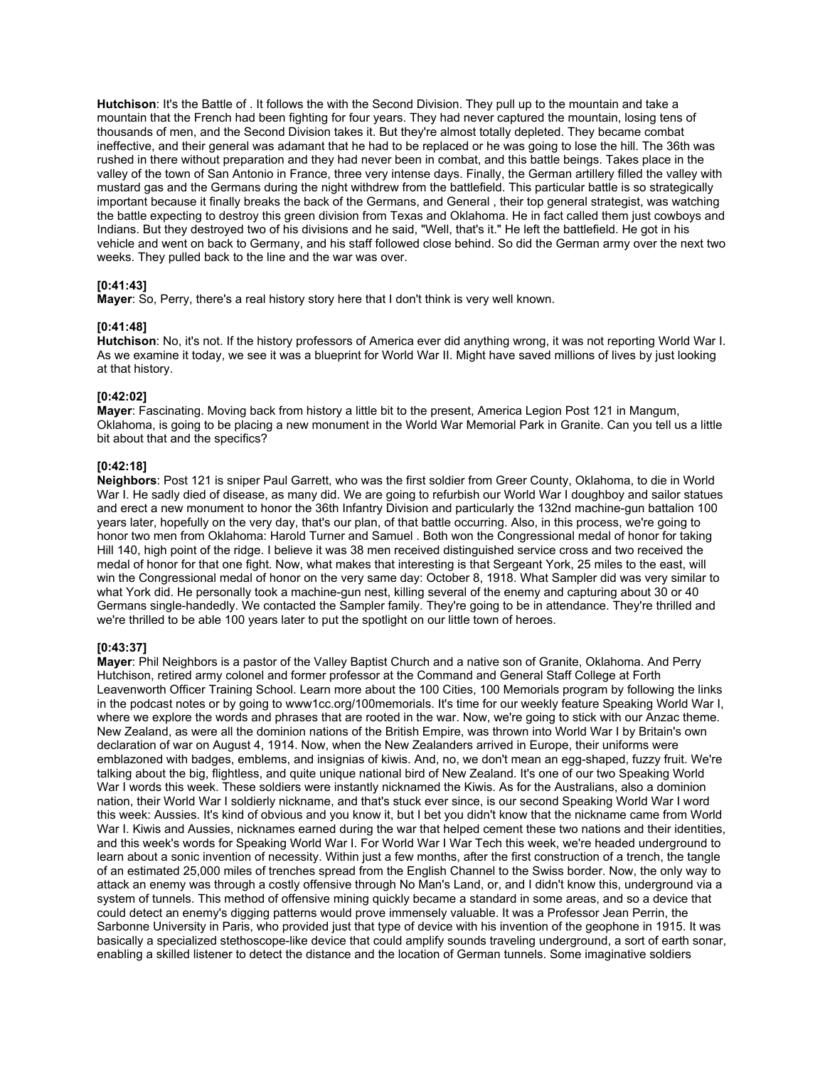**Hutchison**: It's the Battle of . It follows the with the Second Division. They pull up to the mountain and take a mountain that the French had been fighting for four years. They had never captured the mountain, losing tens of thousands of men, and the Second Division takes it. But they're almost totally depleted. They became combat ineffective, and their general was adamant that he had to be replaced or he was going to lose the hill. The 36th was rushed in there without preparation and they had never been in combat, and this battle beings. Takes place in the valley of the town of San Antonio in France, three very intense days. Finally, the German artillery filled the valley with mustard gas and the Germans during the night withdrew from the battlefield. This particular battle is so strategically important because it finally breaks the back of the Germans, and General , their top general strategist, was watching the battle expecting to destroy this green division from Texas and Oklahoma. He in fact called them just cowboys and Indians. But they destroyed two of his divisions and he said, "Well, that's it." He left the battlefield. He got in his vehicle and went on back to Germany, and his staff followed close behind. So did the German army over the next two weeks. They pulled back to the line and the war was over.

**[0:41:43]**
**Mayer**: So, Perry, there's a real history story here that I don't think is very well known.

**[0:41:48]**
**Hutchison**: No, it's not. If the history professors of America ever did anything wrong, it was not reporting World War I. As we examine it today, we see it was a blueprint for World War II. Might have saved millions of lives by just looking at that history.

**[0:42:02]**
**Mayer**: Fascinating. Moving back from history a little bit to the present, America Legion Post 121 in Mangum, Oklahoma, is going to be placing a new monument in the World War Memorial Park in Granite. Can you tell us a little bit about that and the specifics?

**[0:42:18]**
**Neighbors**: Post 121 is sniper Paul Garrett, who was the first soldier from Greer County, Oklahoma, to die in World War I. He sadly died of disease, as many did. We are going to refurbish our World War I doughboy and sailor statues and erect a new monument to honor the 36th Infantry Division and particularly the 132nd machine-gun battalion 100 years later, hopefully on the very day, that's our plan, of that battle occurring. Also, in this process, we're going to honor two men from Oklahoma: Harold Turner and Samuel . Both won the Congressional medal of honor for taking Hill 140, high point of the ridge. I believe it was 38 men received distinguished service cross and two received the medal of honor for that one fight. Now, what makes that interesting is that Sergeant York, 25 miles to the east, will win the Congressional medal of honor on the very same day: October 8, 1918. What Sampler did was very similar to what York did. He personally took a machine-gun nest, killing several of the enemy and capturing about 30 or 40 Germans single-handedly. We contacted the Sampler family. They're going to be in attendance. They're thrilled and we're thrilled to be able 100 years later to put the spotlight on our little town of heroes.

**[0:43:37]**
**Mayer**: Phil Neighbors is a pastor of the Valley Baptist Church and a native son of Granite, Oklahoma. And Perry Hutchison, retired army colonel and former professor at the Command and General Staff College at Forth Leavenworth Officer Training School. Learn more about the 100 Cities, 100 Memorials program by following the links in the podcast notes or by going to www1cc.org/100memorials. It's time for our weekly feature Speaking World War I, where we explore the words and phrases that are rooted in the war. Now, we're going to stick with our Anzac theme. New Zealand, as were all the dominion nations of the British Empire, was thrown into World War I by Britain's own declaration of war on August 4, 1914. Now, when the New Zealanders arrived in Europe, their uniforms were emblazoned with badges, emblems, and insignias of kiwis. And, no, we don't mean an egg-shaped, fuzzy fruit. We're talking about the big, flightless, and quite unique national bird of New Zealand. It's one of our two Speaking World War I words this week. These soldiers were instantly nicknamed the Kiwis. As for the Australians, also a dominion nation, their World War I soldierly nickname, and that's stuck ever since, is our second Speaking World War I word this week: Aussies. It's kind of obvious and you know it, but I bet you didn't know that the nickname came from World War I. Kiwis and Aussies, nicknames earned during the war that helped cement these two nations and their identities, and this week's words for Speaking World War I. For World War I War Tech this week, we're headed underground to learn about a sonic invention of necessity. Within just a few months, after the first construction of a trench, the tangle of an estimated 25,000 miles of trenches spread from the English Channel to the Swiss border. Now, the only way to attack an enemy was through a costly offensive through No Man's Land, or, and I didn't know this, underground via a system of tunnels. This method of offensive mining quickly became a standard in some areas, and so a device that could detect an enemy's digging patterns would prove immensely valuable. It was a Professor Jean Perrin, the Sarbonne University in Paris, who provided just that type of device with his invention of the geophone in 1915. It was basically a specialized stethoscope-like device that could amplify sounds traveling underground, a sort of earth sonar, enabling a skilled listener to detect the distance and the location of German tunnels. Some imaginative soldiers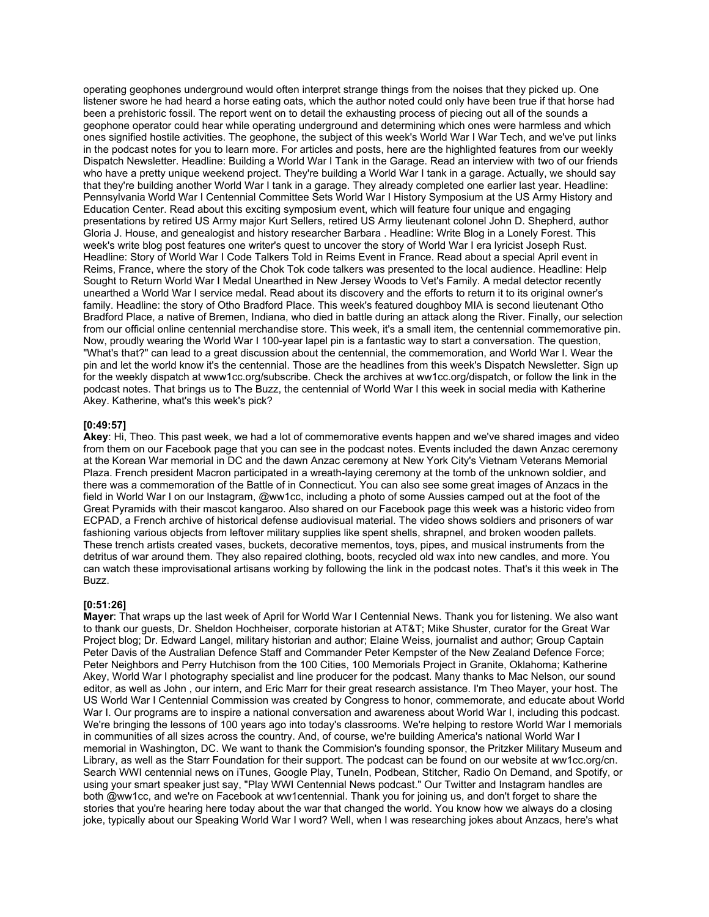operating geophones underground would often interpret strange things from the noises that they picked up. One listener swore he had heard a horse eating oats, which the author noted could only have been true if that horse had been a prehistoric fossil. The report went on to detail the exhausting process of piecing out all of the sounds a geophone operator could hear while operating underground and determining which ones were harmless and which ones signified hostile activities. The geophone, the subject of this week's World War I War Tech, and we've put links in the podcast notes for you to learn more. For articles and posts, here are the highlighted features from our weekly Dispatch Newsletter. Headline: Building a World War I Tank in the Garage. Read an interview with two of our friends who have a pretty unique weekend project. They're building a World War I tank in a garage. Actually, we should say that they're building another World War I tank in a garage. They already completed one earlier last year. Headline: Pennsylvania World War I Centennial Committee Sets World War I History Symposium at the US Army History and Education Center. Read about this exciting symposium event, which will feature four unique and engaging presentations by retired US Army major Kurt Sellers, retired US Army lieutenant colonel John D. Shepherd, author Gloria J. House, and genealogist and history researcher Barbara . Headline: Write Blog in a Lonely Forest. This week's write blog post features one writer's quest to uncover the story of World War I era lyricist Joseph Rust. Headline: Story of World War I Code Talkers Told in Reims Event in France. Read about a special April event in Reims, France, where the story of the Chok Tok code talkers was presented to the local audience. Headline: Help Sought to Return World War I Medal Unearthed in New Jersey Woods to Vet's Family. A medal detector recently unearthed a World War I service medal. Read about its discovery and the efforts to return it to its original owner's family. Headline: the story of Otho Bradford Place. This week's featured doughboy MIA is second lieutenant Otho Bradford Place, a native of Bremen, Indiana, who died in battle during an attack along the River. Finally, our selection from our official online centennial merchandise store. This week, it's a small item, the centennial commemorative pin. Now, proudly wearing the World War I 100-year lapel pin is a fantastic way to start a conversation. The question, "What's that?" can lead to a great discussion about the centennial, the commemoration, and World War I. Wear the pin and let the world know it's the centennial. Those are the headlines from this week's Dispatch Newsletter. Sign up for the weekly dispatch at www1cc.org/subscribe. Check the archives at ww1cc.org/dispatch, or follow the link in the podcast notes. That brings us to The Buzz, the centennial of World War I this week in social media with Katherine Akey. Katherine, what's this week's pick?

**[0:49:57]**
**Akey**: Hi, Theo. This past week, we had a lot of commemorative events happen and we've shared images and video from them on our Facebook page that you can see in the podcast notes. Events included the dawn Anzac ceremony at the Korean War memorial in DC and the dawn Anzac ceremony at New York City's Vietnam Veterans Memorial Plaza. French president Macron participated in a wreath-laying ceremony at the tomb of the unknown soldier, and there was a commemoration of the Battle of in Connecticut. You can also see some great images of Anzacs in the field in World War I on our Instagram, @ww1cc, including a photo of some Aussies camped out at the foot of the Great Pyramids with their mascot kangaroo. Also shared on our Facebook page this week was a historic video from ECPAD, a French archive of historical defense audiovisual material. The video shows soldiers and prisoners of war fashioning various objects from leftover military supplies like spent shells, shrapnel, and broken wooden pallets. These trench artists created vases, buckets, decorative mementos, toys, pipes, and musical instruments from the detritus of war around them. They also repaired clothing, boots, recycled old wax into new candles, and more. You can watch these improvisational artisans working by following the link in the podcast notes. That's it this week in The Buzz.

**[0:51:26]**
**Mayer**: That wraps up the last week of April for World War I Centennial News. Thank you for listening. We also want to thank our guests, Dr. Sheldon Hochheiser, corporate historian at AT&T; Mike Shuster, curator for the Great War Project blog; Dr. Edward Langel, military historian and author; Elaine Weiss, journalist and author; Group Captain Peter Davis of the Australian Defence Staff and Commander Peter Kempster of the New Zealand Defence Force; Peter Neighbors and Perry Hutchison from the 100 Cities, 100 Memorials Project in Granite, Oklahoma; Katherine Akey, World War I photography specialist and line producer for the podcast. Many thanks to Mac Nelson, our sound editor, as well as John , our intern, and Eric Marr for their great research assistance. I'm Theo Mayer, your host. The US World War I Centennial Commission was created by Congress to honor, commemorate, and educate about World War I. Our programs are to inspire a national conversation and awareness about World War I, including this podcast. We're bringing the lessons of 100 years ago into today's classrooms. We're helping to restore World War I memorials in communities of all sizes across the country. And, of course, we're building America's national World War I memorial in Washington, DC. We want to thank the Commision's founding sponsor, the Pritzker Military Museum and Library, as well as the Starr Foundation for their support. The podcast can be found on our website at ww1cc.org/cn. Search WWI centennial news on iTunes, Google Play, TuneIn, Podbean, Stitcher, Radio On Demand, and Spotify, or using your smart speaker just say, "Play WWI Centennial News podcast." Our Twitter and Instagram handles are both @ww1cc, and we're on Facebook at ww1centennial. Thank you for joining us, and don't forget to share the stories that you're hearing here today about the war that changed the world. You know how we always do a closing joke, typically about our Speaking World War I word? Well, when I was researching jokes about Anzacs, here's what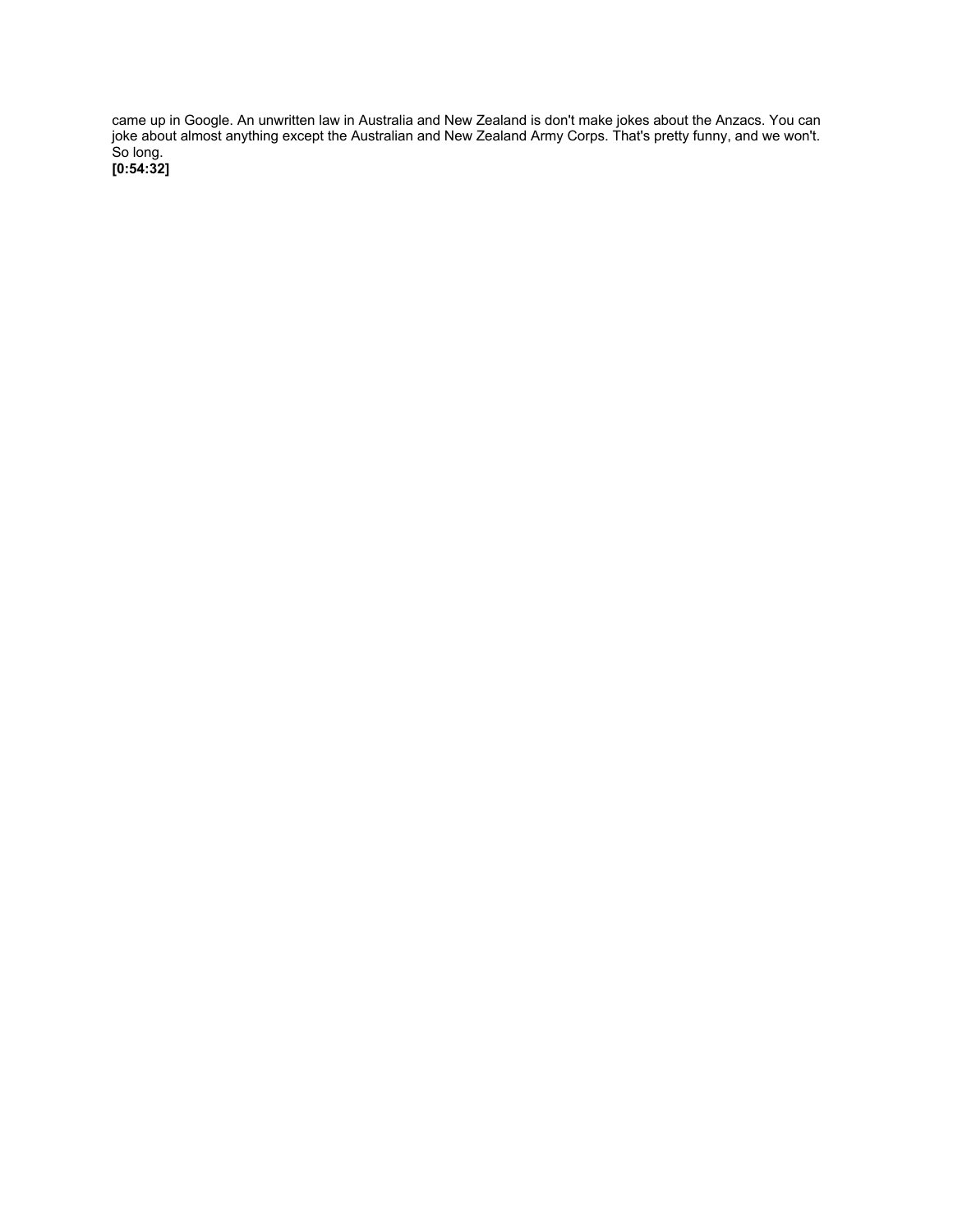came up in Google. An unwritten law in Australia and New Zealand is don't make jokes about the Anzacs. You can joke about almost anything except the Australian and New Zealand Army Corps. That's pretty funny, and we won't. So long.

**[0:54:32]**